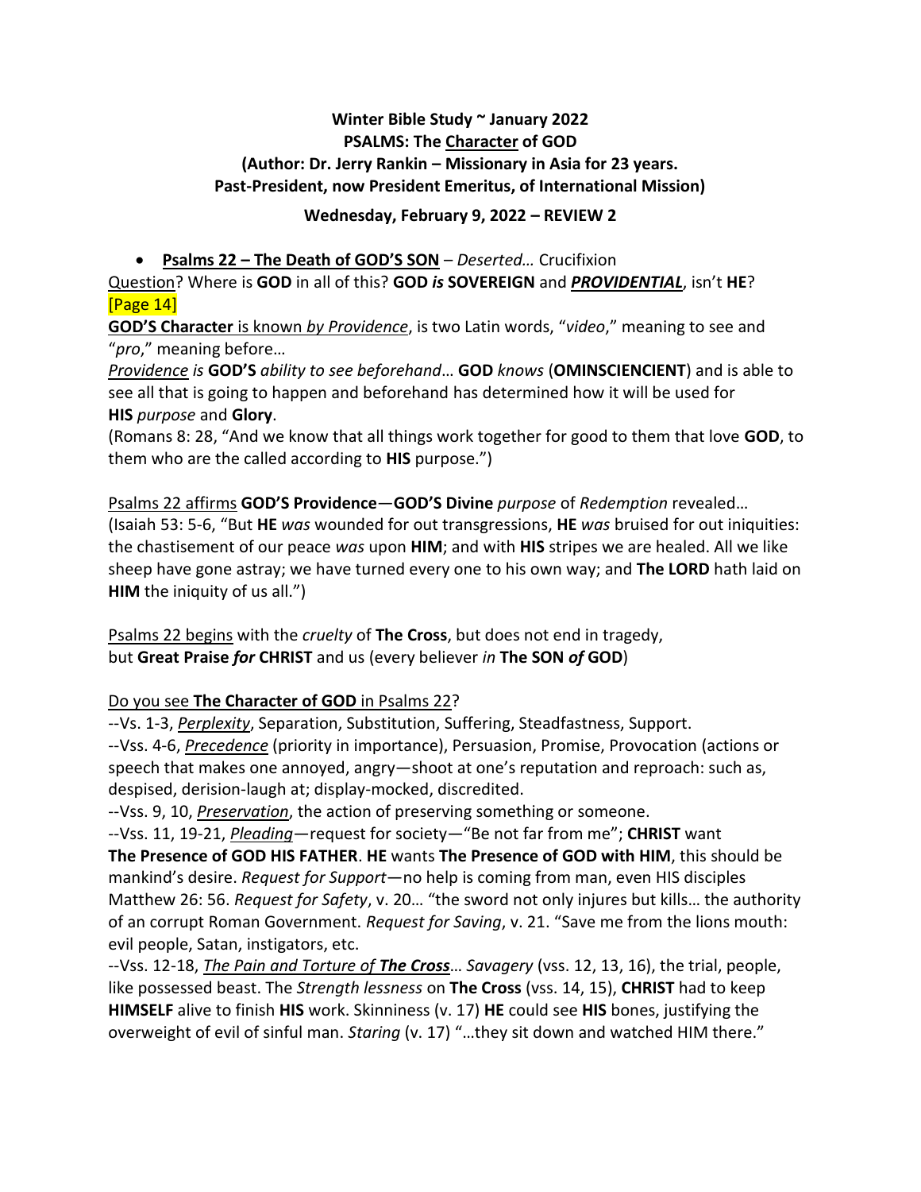**Winter Bible Study ~ January 2022**
**PSALMS: The Character of GOD**
**(Author: Dr. Jerry Rankin – Missionary in Asia for 23 years.**
**Past-President, now President Emeritus, of International Mission)**

**Wednesday, February 9, 2022 – REVIEW 2**

- **Psalms 22 – The Death of GOD'S SON** – *Deserted…* Crucifixion

Question? Where is **GOD** in all of this? **GOD** ***is*** **SOVEREIGN** and ***PROVIDENTIAL***, isn't **HE**? [Page 14]

**GOD'S Character** is known *by Providence*, is two Latin words, "*video*," meaning to see and "*pro*," meaning before…

*Providence is* **GOD'S** *ability to see beforehand*… **GOD** *knows* (**OMINSCIENCIENT**) and is able to see all that is going to happen and beforehand has determined how it will be used for **HIS** *purpose* and **Glory**.

(Romans 8: 28, "And we know that all things work together for good to them that love **GOD**, to them who are the called according to **HIS** purpose.")

Psalms 22 affirms **GOD'S Providence**—**GOD'S Divine** *purpose* of *Redemption* revealed… (Isaiah 53: 5-6, "But **HE** *was* wounded for out transgressions, **HE** *was* bruised for out iniquities: the chastisement of our peace *was* upon **HIM**; and with **HIS** stripes we are healed. All we like sheep have gone astray; we have turned every one to his own way; and **The LORD** hath laid on **HIM** the iniquity of us all.")

Psalms 22 begins with the *cruelty* of **The Cross**, but does not end in tragedy,
but **Great Praise** ***for*** **CHRIST** and us (every believer *in* **The SON** ***of*** **GOD**)

Do you see **The Character of GOD** in Psalms 22?

--Vs. 1-3, *Perplexity*, Separation, Substitution, Suffering, Steadfastness, Support.
--Vss. 4-6, *Precedence* (priority in importance), Persuasion, Promise, Provocation (actions or speech that makes one annoyed, angry—shoot at one's reputation and reproach: such as, despised, derision-laugh at; display-mocked, discredited.
--Vss. 9, 10, *Preservation*, the action of preserving something or someone.
--Vss. 11, 19-21, *Pleading*—request for society—"Be not far from me"; **CHRIST** want **The Presence of GOD HIS FATHER**. **HE** wants **The Presence of GOD with HIM**, this should be mankind's desire. *Request for Support*—no help is coming from man, even HIS disciples Matthew 26: 56. *Request for Safety*, v. 20… "the sword not only injures but kills… the authority of an corrupt Roman Government. *Request for Saving*, v. 21. "Save me from the lions mouth: evil people, Satan, instigators, etc.
--Vss. 12-18, *The Pain and Torture of* ***The Cross***… *Savagery* (vss. 12, 13, 16), the trial, people, like possessed beast. The *Strength lessness* on **The Cross** (vss. 14, 15), **CHRIST** had to keep **HIMSELF** alive to finish **HIS** work. Skinniness (v. 17) **HE** could see **HIS** bones, justifying the overweight of evil of sinful man. *Staring* (v. 17) "…they sit down and watched HIM there."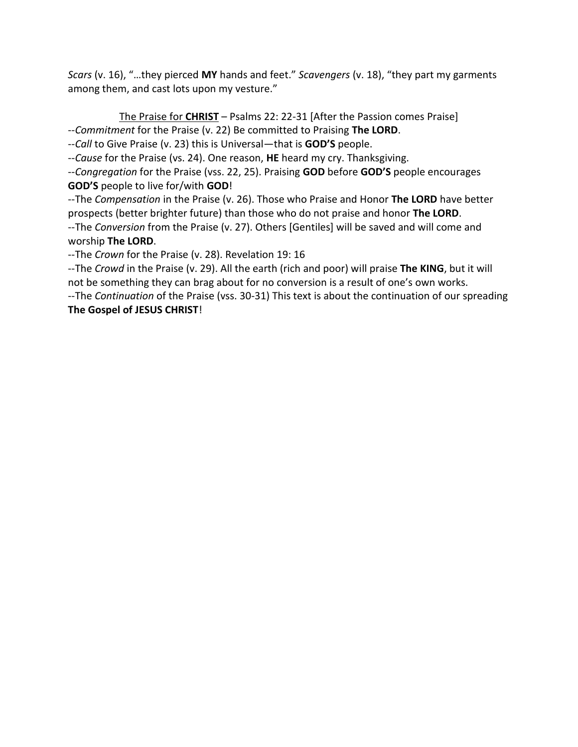*Scars* (v. 16), "…they pierced **MY** hands and feet." *Scavengers* (v. 18), "they part my garments among them, and cast lots upon my vesture."

<u>The Praise for **CHRIST**</u> – Psalms 22: 22-31 [After the Passion comes Praise]

--*Commitment* for the Praise (v. 22) Be committed to Praising **The LORD**.

--*Call* to Give Praise (v. 23) this is Universal—that is **GOD'S** people.

--*Cause* for the Praise (vs. 24). One reason, **HE** heard my cry. Thanksgiving.

--*Congregation* for the Praise (vss. 22, 25). Praising **GOD** before **GOD'S** people encourages **GOD'S** people to live for/with **GOD**!

--The *Compensation* in the Praise (v. 26). Those who Praise and Honor **The LORD** have better prospects (better brighter future) than those who do not praise and honor **The LORD**.

--The *Conversion* from the Praise (v. 27). Others [Gentiles] will be saved and will come and worship **The LORD**.

--The *Crown* for the Praise (v. 28). Revelation 19: 16

--The *Crowd* in the Praise (v. 29). All the earth (rich and poor) will praise **The KING**, but it will not be something they can brag about for no conversion is a result of one's own works.

--The *Continuation* of the Praise (vss. 30-31) This text is about the continuation of our spreading **The Gospel of JESUS CHRIST**!